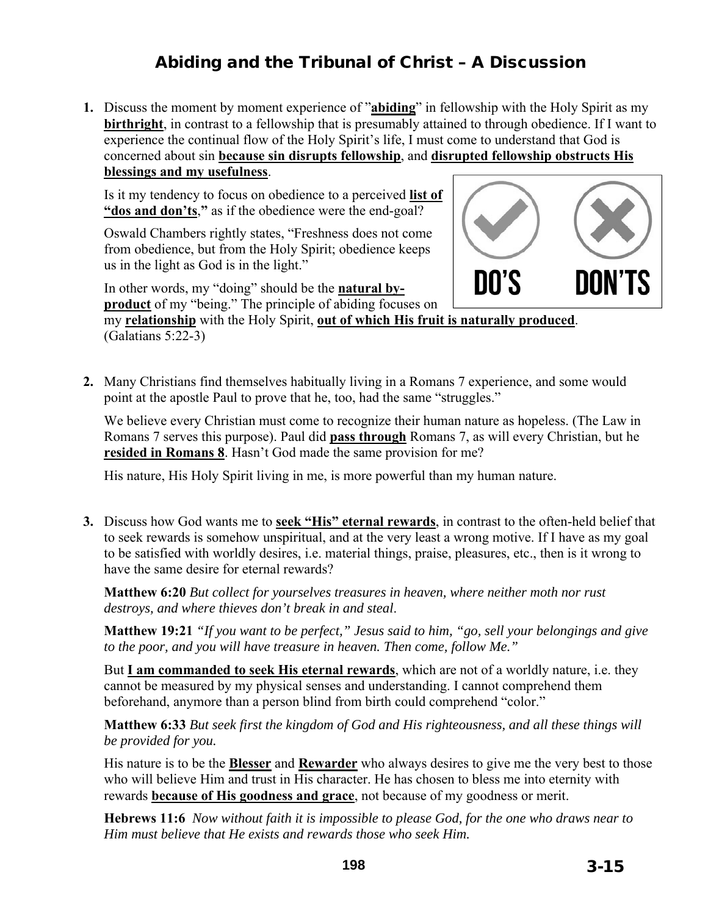# Abiding and the Tribunal of Christ – A Discussion

**1.** Discuss the moment by moment experience of "**abiding**" in fellowship with the Holy Spirit as my **birthright**, in contrast to a fellowship that is presumably attained to through obedience. If I want to experience the continual flow of the Holy Spirit's life, I must come to understand that God is concerned about sin **because sin disrupts fellowship**, and **disrupted fellowship obstructs His blessings and my usefulness**.

Is it my tendency to focus on obedience to a perceived **list of "dos and don'ts,"** as if the obedience were the end-goal?

Oswald Chambers rightly states, "Freshness does not come from obedience, but from the Holy Spirit; obedience keeps us in the light as God is in the light."

In other words, my "doing" should be the **natural by-product** of my "being." The principle of abiding focuses on my **relationship** with the Holy Spirit, **out of which His fruit is naturally produced**. (Galatians 5:22-3)

**2.** Many Christians find themselves habitually living in a Romans 7 experience, and some would point at the apostle Paul to prove that he, too, had the same "struggles."

We believe every Christian must come to recognize their human nature as hopeless. (The Law in Romans 7 serves this purpose). Paul did **pass through** Romans 7, as will every Christian, but he **resided in Romans 8**. Hasn't God made the same provision for me?

His nature, His Holy Spirit living in me, is more powerful than my human nature.

**3.** Discuss how God wants me to **seek "His" eternal rewards**, in contrast to the often-held belief that to seek rewards is somehow unspiritual, and at the very least a wrong motive. If I have as my goal to be satisfied with worldly desires, i.e. material things, praise, pleasures, etc., then is it wrong to have the same desire for eternal rewards?

**Matthew 6:20** *But collect for yourselves treasures in heaven, where neither moth nor rust destroys, and where thieves don't break in and steal*.

**Matthew 19:21** *"If you want to be perfect," Jesus said to him, "go, sell your belongings and give to the poor, and you will have treasure in heaven. Then come, follow Me."*

But **I am commanded to seek His eternal rewards**, which are not of a worldly nature, i.e. they cannot be measured by my physical senses and understanding. I cannot comprehend them beforehand, anymore than a person blind from birth could comprehend "color."

**Matthew 6:33** *But seek first the kingdom of God and His righteousness, and all these things will be provided for you.*

His nature is to be the **Blesser** and **Rewarder** who always desires to give me the very best to those who will believe Him and trust in His character. He has chosen to bless me into eternity with rewards **because of His goodness and grace**, not because of my goodness or merit.

**Hebrews 11:6** *Now without faith it is impossible to please God, for the one who draws near to Him must believe that He exists and rewards those who seek Him.*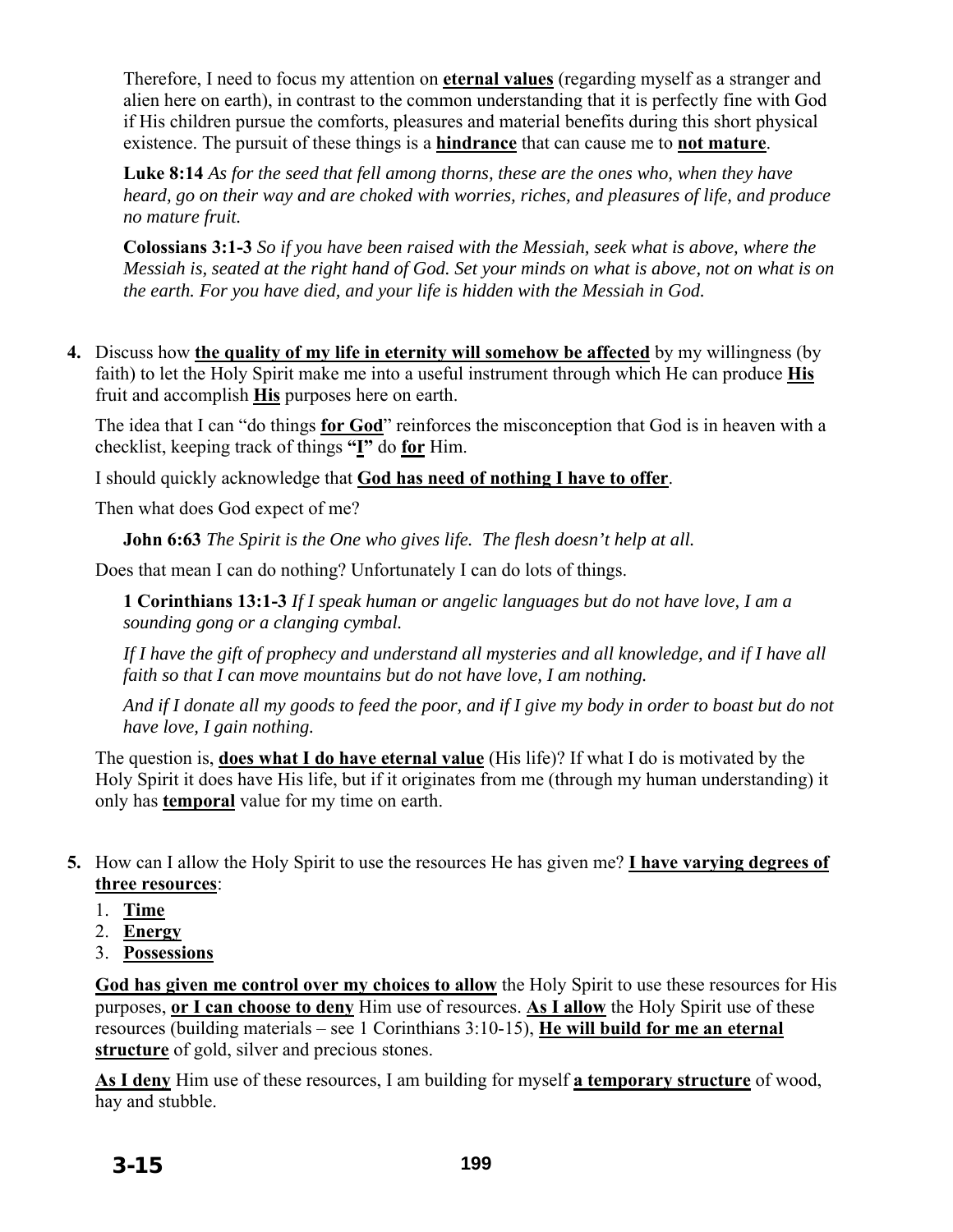Therefore, I need to focus my attention on **eternal values** (regarding myself as a stranger and alien here on earth), in contrast to the common understanding that it is perfectly fine with God if His children pursue the comforts, pleasures and material benefits during this short physical existence. The pursuit of these things is a **hindrance** that can cause me to **not mature**.

**Luke 8:14** *As for the seed that fell among thorns, these are the ones who, when they have heard, go on their way and are choked with worries, riches, and pleasures of life, and produce no mature fruit.*

**Colossians 3:1-3** *So if you have been raised with the Messiah, seek what is above, where the Messiah is, seated at the right hand of God. Set your minds on what is above, not on what is on the earth. For you have died, and your life is hidden with the Messiah in God.*

**4.** Discuss how **the quality of my life in eternity will somehow be affected** by my willingness (by faith) to let the Holy Spirit make me into a useful instrument through which He can produce **His** fruit and accomplish **His** purposes here on earth.

The idea that I can "do things **for God**" reinforces the misconception that God is in heaven with a checklist, keeping track of things **"I"** do **for** Him.

I should quickly acknowledge that **God has need of nothing I have to offer**.

Then what does God expect of me?

**John 6:63** *The Spirit is the One who gives life. The flesh doesn't help at all.*

Does that mean I can do nothing? Unfortunately I can do lots of things.

**1 Corinthians 13:1-3** *If I speak human or angelic languages but do not have love, I am a sounding gong or a clanging cymbal.*

*If I have the gift of prophecy and understand all mysteries and all knowledge, and if I have all faith so that I can move mountains but do not have love, I am nothing.*

*And if I donate all my goods to feed the poor, and if I give my body in order to boast but do not have love, I gain nothing.*

The question is, **does what I do have eternal value** (His life)? If what I do is motivated by the Holy Spirit it does have His life, but if it originates from me (through my human understanding) it only has **temporal** value for my time on earth.

**5.** How can I allow the Holy Spirit to use the resources He has given me? **I have varying degrees of three resources**:

1. **Time**
2. **Energy**
3. **Possessions**

**God has given me control over my choices to allow** the Holy Spirit to use these resources for His purposes, **or I can choose to deny** Him use of resources. **As I allow** the Holy Spirit use of these resources (building materials – see 1 Corinthians 3:10-15), **He will build for me an eternal structure** of gold, silver and precious stones.

**As I deny** Him use of these resources, I am building for myself **a temporary structure** of wood, hay and stubble.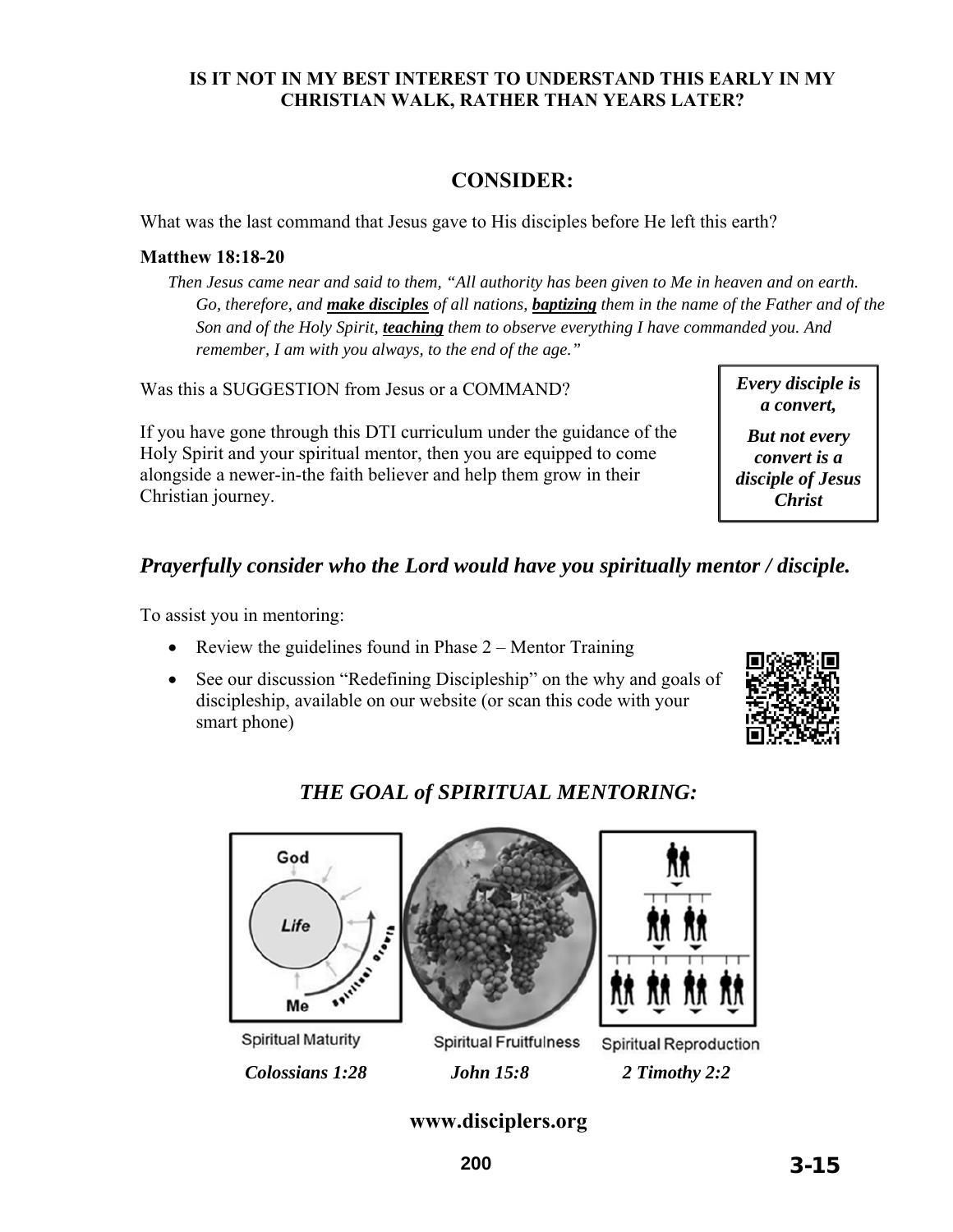**IS IT NOT IN MY BEST INTEREST TO UNDERSTAND THIS EARLY IN MY CHRISTIAN WALK, RATHER THAN YEARS LATER?**

## CONSIDER:

What was the last command that Jesus gave to His disciples before He left this earth?

**Matthew 18:18-20**

*Then Jesus came near and said to them, "All authority has been given to Me in heaven and on earth. Go, therefore, and **make disciples** of all nations, **baptizing** them in the name of the Father and of the Son and of the Holy Spirit, **teaching** them to observe everything I have commanded you. And remember, I am with you always, to the end of the age."*

Was this a SUGGESTION from Jesus or a COMMAND?

If you have gone through this DTI curriculum under the guidance of the Holy Spirit and your spiritual mentor, then you are equipped to come alongside a newer-in-the faith believer and help them grow in their Christian journey.

***Every disciple is a convert,***

***But not every convert is a disciple of Jesus Christ***

### *Prayerfully consider who the Lord would have you spiritually mentor / disciple.*

To assist you in mentoring:

- Review the guidelines found in Phase 2 – Mentor Training
- See our discussion "Redefining Discipleship" on the why and goals of discipleship, available on our website (or scan this code with your smart phone)

### *THE GOAL of SPIRITUAL MENTORING:*

God

Life

Me

Spiritual Growth

Spiritual Maturity

*Colossians 1:28*

Spiritual Fruitfulness

*John 15:8*

Spiritual Reproduction

*2 Timothy 2:2*

**www.disciplers.org**

**3-15**